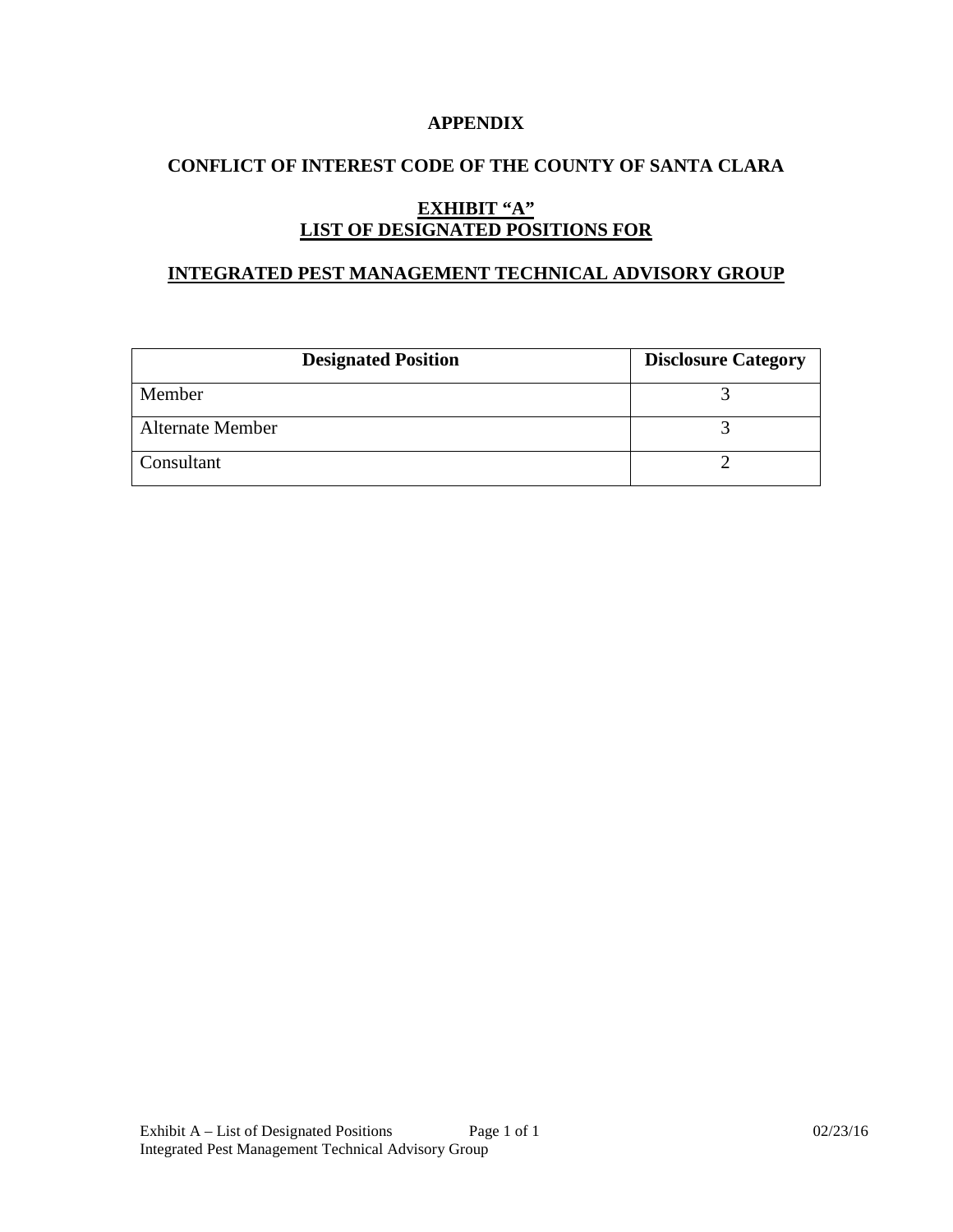# APPENDIX

## CONFLICT OF INTEREST CODE OF THE COUNTY OF SANTA CLARA

## EXHIBIT "A"
## LIST OF DESIGNATED POSITIONS FOR

## INTEGRATED PEST MANAGEMENT TECHNICAL ADVISORY GROUP

| Designated Position | Disclosure Category |
|---|---|
| Member | 3 |
| Alternate Member | 3 |
| Consultant | 2 |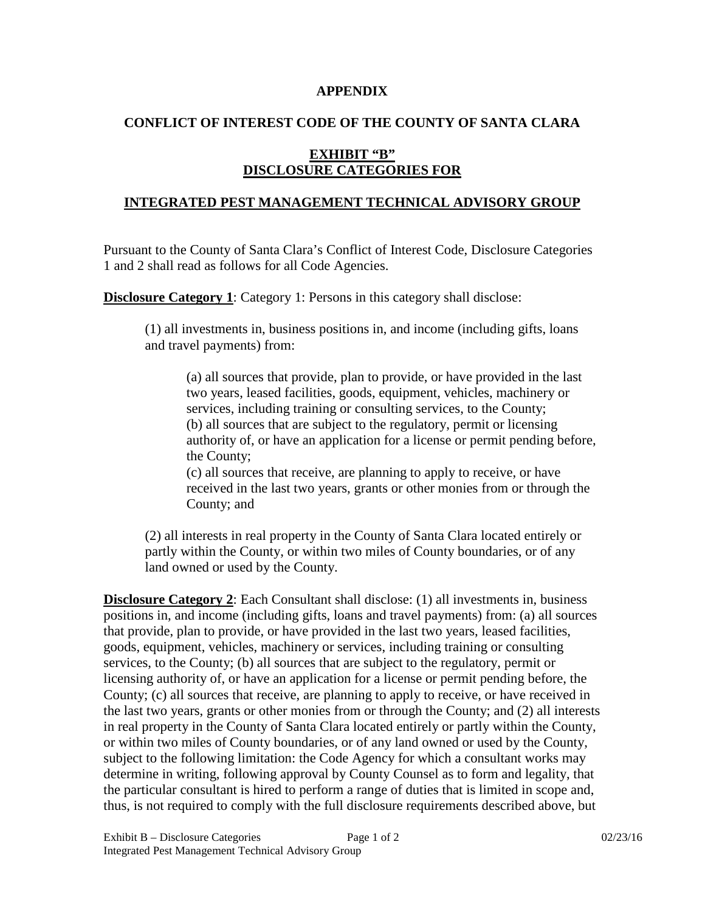**APPENDIX**

**CONFLICT OF INTEREST CODE OF THE COUNTY OF SANTA CLARA**

**EXHIBIT "B"**
**DISCLOSURE CATEGORIES FOR**

**INTEGRATED PEST MANAGEMENT TECHNICAL ADVISORY GROUP**

Pursuant to the County of Santa Clara's Conflict of Interest Code, Disclosure Categories 1 and 2 shall read as follows for all Code Agencies.

**Disclosure Category 1**: Category 1: Persons in this category shall disclose:

(1) all investments in, business positions in, and income (including gifts, loans and travel payments) from:

(a) all sources that provide, plan to provide, or have provided in the last two years, leased facilities, goods, equipment, vehicles, machinery or services, including training or consulting services, to the County;
(b) all sources that are subject to the regulatory, permit or licensing authority of, or have an application for a license or permit pending before, the County;
(c) all sources that receive, are planning to apply to receive, or have received in the last two years, grants or other monies from or through the County; and

(2) all interests in real property in the County of Santa Clara located entirely or partly within the County, or within two miles of County boundaries, or of any land owned or used by the County.

**Disclosure Category 2**: Each Consultant shall disclose: (1) all investments in, business positions in, and income (including gifts, loans and travel payments) from: (a) all sources that provide, plan to provide, or have provided in the last two years, leased facilities, goods, equipment, vehicles, machinery or services, including training or consulting services, to the County; (b) all sources that are subject to the regulatory, permit or licensing authority of, or have an application for a license or permit pending before, the County; (c) all sources that receive, are planning to apply to receive, or have received in the last two years, grants or other monies from or through the County; and (2) all interests in real property in the County of Santa Clara located entirely or partly within the County, or within two miles of County boundaries, or of any land owned or used by the County, subject to the following limitation: the Code Agency for which a consultant works may determine in writing, following approval by County Counsel as to form and legality, that the particular consultant is hired to perform a range of duties that is limited in scope and, thus, is not required to comply with the full disclosure requirements described above, but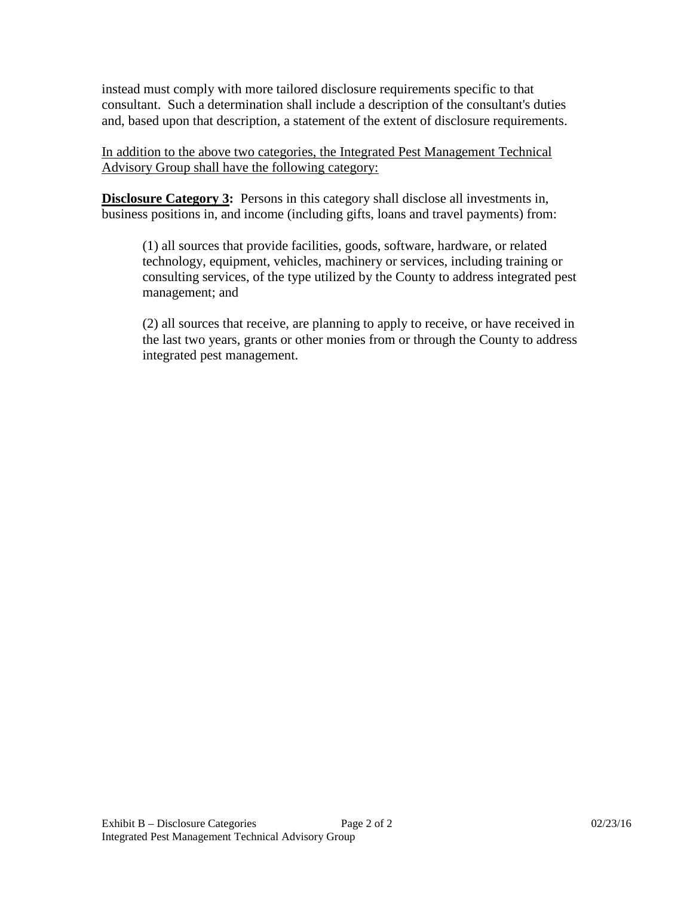instead must comply with more tailored disclosure requirements specific to that consultant. Such a determination shall include a description of the consultant's duties and, based upon that description, a statement of the extent of disclosure requirements.

<u>In addition to the above two categories, the Integrated Pest Management Technical Advisory Group shall have the following category:</u>

**<u>Disclosure Category 3</u>:** Persons in this category shall disclose all investments in, business positions in, and income (including gifts, loans and travel payments) from:

> (1) all sources that provide facilities, goods, software, hardware, or related technology, equipment, vehicles, machinery or services, including training or consulting services, of the type utilized by the County to address integrated pest management; and
>
> (2) all sources that receive, are planning to apply to receive, or have received in the last two years, grants or other monies from or through the County to address integrated pest management.